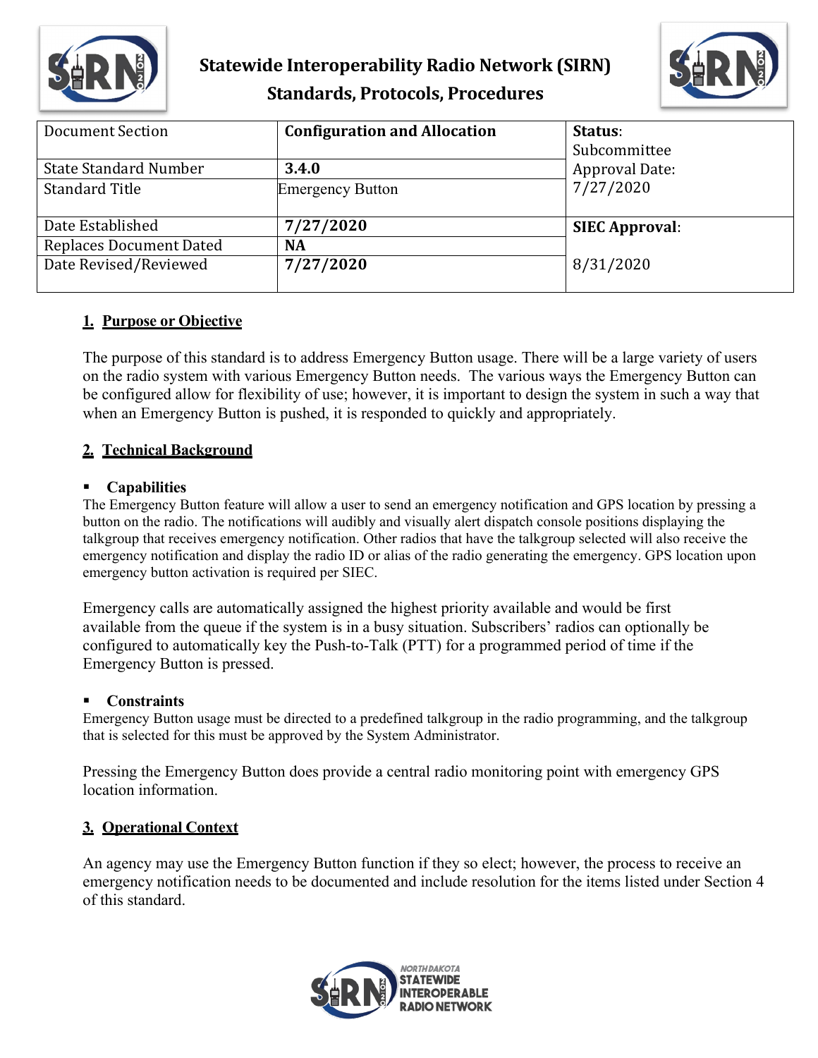# Statewide Interoperability Radio Network (SIRN)
## Standards, Protocols, Procedures

| Document Section | **Configuration and Allocation** | **Status**: Subcommittee Approval Date: 7/27/2020 |
|---|---|---|
| State Standard Number | **3.4.0** | |
| Standard Title | Emergency Button | |
| Date Established | **7/27/2020** | **SIEC Approval**: 8/31/2020 |
| Replaces Document Dated | **NA** | |
| Date Revised/Reviewed | **7/27/2020** | |

## 1. Purpose or Objective

The purpose of this standard is to address Emergency Button usage. There will be a large variety of users on the radio system with various Emergency Button needs. The various ways the Emergency Button can be configured allow for flexibility of use; however, it is important to design the system in such a way that when an Emergency Button is pushed, it is responded to quickly and appropriately.

## 2. Technical Background

- **Capabilities**

The Emergency Button feature will allow a user to send an emergency notification and GPS location by pressing a button on the radio. The notifications will audibly and visually alert dispatch console positions displaying the talkgroup that receives emergency notification. Other radios that have the talkgroup selected will also receive the emergency notification and display the radio ID or alias of the radio generating the emergency. GPS location upon emergency button activation is required per SIEC.

Emergency calls are automatically assigned the highest priority available and would be first available from the queue if the system is in a busy situation. Subscribers' radios can optionally be configured to automatically key the Push-to-Talk (PTT) for a programmed period of time if the Emergency Button is pressed.

- **Constraints**

Emergency Button usage must be directed to a predefined talkgroup in the radio programming, and the talkgroup that is selected for this must be approved by the System Administrator.

Pressing the Emergency Button does provide a central radio monitoring point with emergency GPS location information.

## 3. Operational Context

An agency may use the Emergency Button function if they so elect; however, the process to receive an emergency notification needs to be documented and include resolution for the items listed under Section 4 of this standard.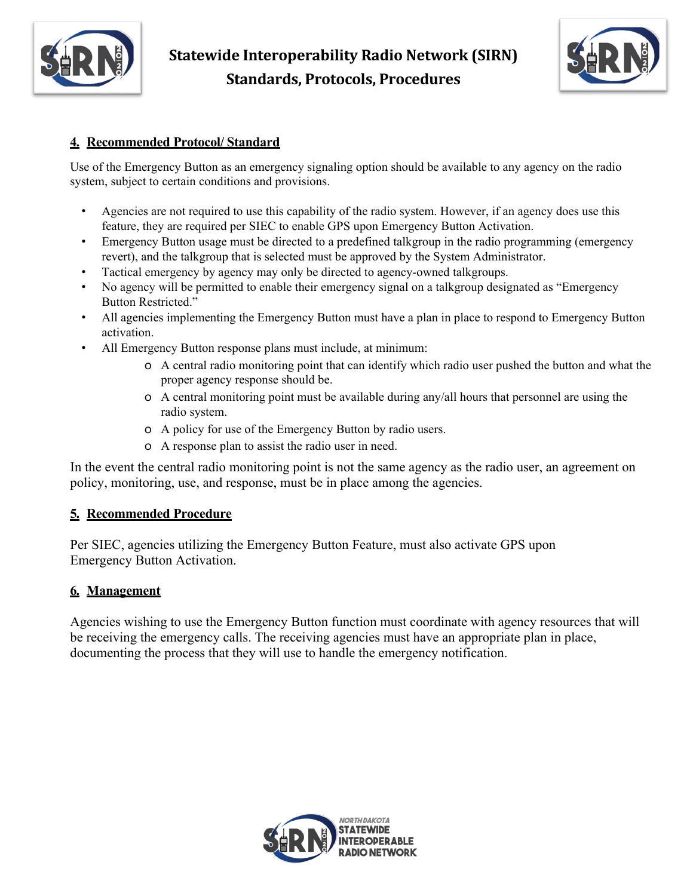## 4. Recommended Protocol/ Standard

Use of the Emergency Button as an emergency signaling option should be available to any agency on the radio system, subject to certain conditions and provisions.

- Agencies are not required to use this capability of the radio system. However, if an agency does use this feature, they are required per SIEC to enable GPS upon Emergency Button Activation.
- Emergency Button usage must be directed to a predefined talkgroup in the radio programming (emergency revert), and the talkgroup that is selected must be approved by the System Administrator.
- Tactical emergency by agency may only be directed to agency-owned talkgroups.
- No agency will be permitted to enable their emergency signal on a talkgroup designated as "Emergency Button Restricted."
- All agencies implementing the Emergency Button must have a plan in place to respond to Emergency Button activation.
- All Emergency Button response plans must include, at minimum:
  - A central radio monitoring point that can identify which radio user pushed the button and what the proper agency response should be.
  - A central monitoring point must be available during any/all hours that personnel are using the radio system.
  - A policy for use of the Emergency Button by radio users.
  - A response plan to assist the radio user in need.

In the event the central radio monitoring point is not the same agency as the radio user, an agreement on policy, monitoring, use, and response, must be in place among the agencies.

## 5. Recommended Procedure

Per SIEC, agencies utilizing the Emergency Button Feature, must also activate GPS upon Emergency Button Activation.

## 6. Management

Agencies wishing to use the Emergency Button function must coordinate with agency resources that will be receiving the emergency calls. The receiving agencies must have an appropriate plan in place, documenting the process that they will use to handle the emergency notification.